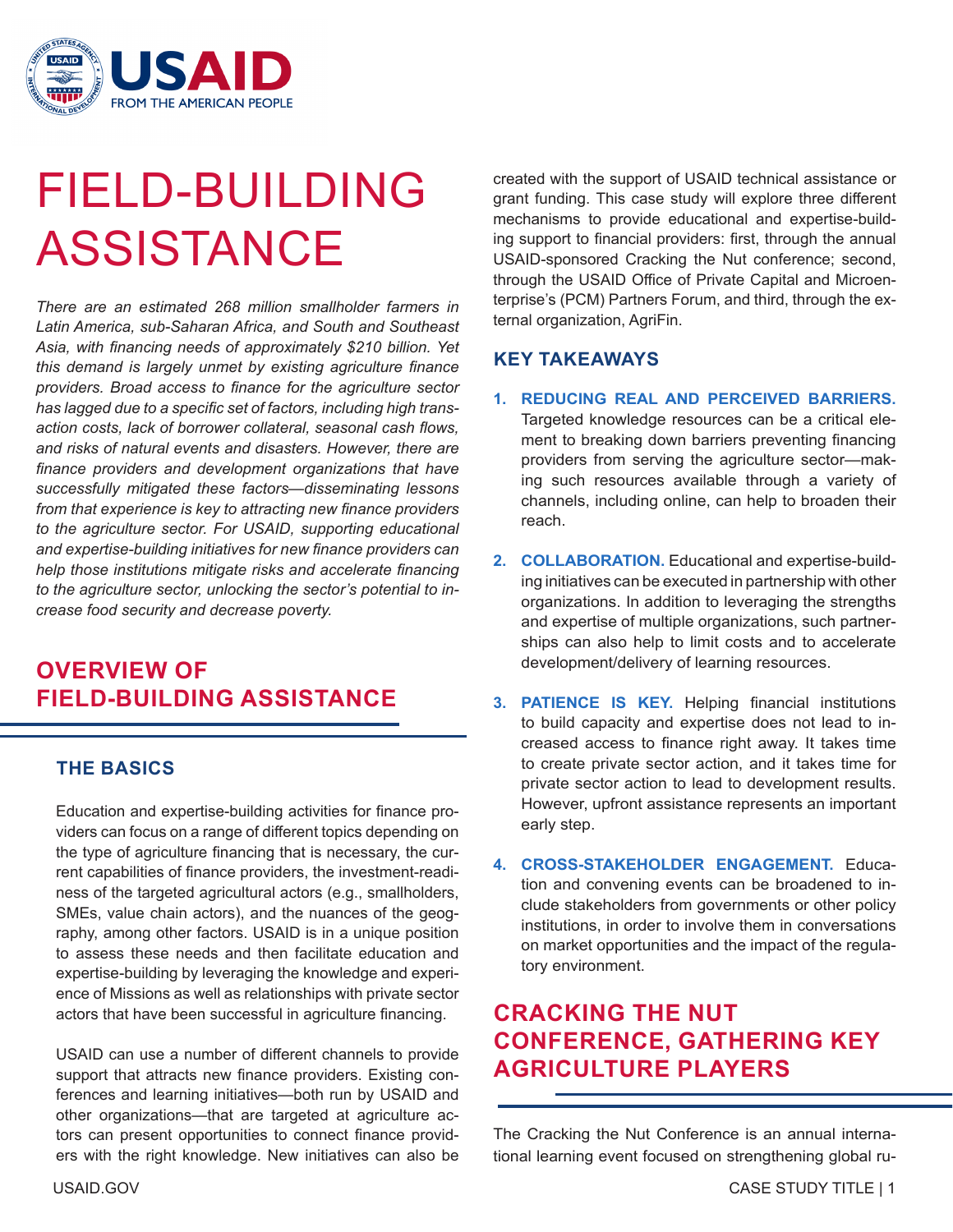# FIELD-BUILDING ASSISTANCE

*There are an estimated 268 million smallholder farmers in Latin America, sub-Saharan Africa, and South and Southeast Asia, with financing needs of approximately $210 billion. Yet this demand is largely unmet by existing agriculture finance providers. Broad access to finance for the agriculture sector has lagged due to a specific set of factors, including high transaction costs, lack of borrower collateral, seasonal cash flows, and risks of natural events and disasters. However, there are finance providers and development organizations that have successfully mitigated these factors—disseminating lessons from that experience is key to attracting new finance providers to the agriculture sector. For USAID, supporting educational and expertise-building initiatives for new finance providers can help those institutions mitigate risks and accelerate financing to the agriculture sector, unlocking the sector's potential to increase food security and decrease poverty.*

## OVERVIEW OF FIELD-BUILDING ASSISTANCE

### THE BASICS

Education and expertise-building activities for finance providers can focus on a range of different topics depending on the type of agriculture financing that is necessary, the current capabilities of finance providers, the investment-readiness of the targeted agricultural actors (e.g., smallholders, SMEs, value chain actors), and the nuances of the geography, among other factors. USAID is in a unique position to assess these needs and then facilitate education and expertise-building by leveraging the knowledge and experience of Missions as well as relationships with private sector actors that have been successful in agriculture financing.

USAID can use a number of different channels to provide support that attracts new finance providers. Existing conferences and learning initiatives—both run by USAID and other organizations—that are targeted at agriculture actors can present opportunities to connect finance providers with the right knowledge. New initiatives can also be created with the support of USAID technical assistance or grant funding. This case study will explore three different mechanisms to provide educational and expertise-building support to financial providers: first, through the annual USAID-sponsored Cracking the Nut conference; second, through the USAID Office of Private Capital and Microenterprise's (PCM) Partners Forum, and third, through the external organization, AgriFin.

### KEY TAKEAWAYS

1. **REDUCING REAL AND PERCEIVED BARRIERS.** Targeted knowledge resources can be a critical element to breaking down barriers preventing financing providers from serving the agriculture sector—making such resources available through a variety of channels, including online, can help to broaden their reach.

2. **COLLABORATION.** Educational and expertise-building initiatives can be executed in partnership with other organizations. In addition to leveraging the strengths and expertise of multiple organizations, such partnerships can also help to limit costs and to accelerate development/delivery of learning resources.

3. **PATIENCE IS KEY.** Helping financial institutions to build capacity and expertise does not lead to increased access to finance right away. It takes time to create private sector action, and it takes time for private sector action to lead to development results. However, upfront assistance represents an important early step.

4. **CROSS-STAKEHOLDER ENGAGEMENT.** Education and convening events can be broadened to include stakeholders from governments or other policy institutions, in order to involve them in conversations on market opportunities and the impact of the regulatory environment.

## CRACKING THE NUT CONFERENCE, GATHERING KEY AGRICULTURE PLAYERS

The Cracking the Nut Conference is an annual international learning event focused on strengthening global ru-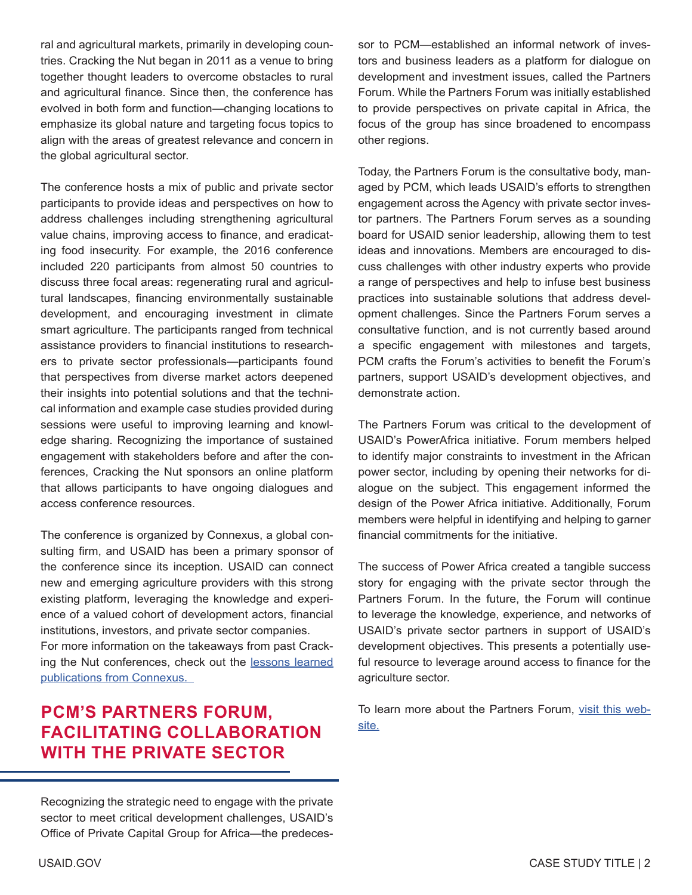ral and agricultural markets, primarily in developing countries. Cracking the Nut began in 2011 as a venue to bring together thought leaders to overcome obstacles to rural and agricultural finance. Since then, the conference has evolved in both form and function—changing locations to emphasize its global nature and targeting focus topics to align with the areas of greatest relevance and concern in the global agricultural sector.

The conference hosts a mix of public and private sector participants to provide ideas and perspectives on how to address challenges including strengthening agricultural value chains, improving access to finance, and eradicating food insecurity. For example, the 2016 conference included 220 participants from almost 50 countries to discuss three focal areas: regenerating rural and agricultural landscapes, financing environmentally sustainable development, and encouraging investment in climate smart agriculture. The participants ranged from technical assistance providers to financial institutions to researchers to private sector professionals—participants found that perspectives from diverse market actors deepened their insights into potential solutions and that the technical information and example case studies provided during sessions were useful to improving learning and knowledge sharing. Recognizing the importance of sustained engagement with stakeholders before and after the conferences, Cracking the Nut sponsors an online platform that allows participants to have ongoing dialogues and access conference resources.

The conference is organized by Connexus, a global consulting firm, and USAID has been a primary sponsor of the conference since its inception. USAID can connect new and emerging agriculture providers with this strong existing platform, leveraging the knowledge and experience of a valued cohort of development actors, financial institutions, investors, and private sector companies.
For more information on the takeaways from past Cracking the Nut conferences, check out the [lessons learned publications from Connexus.]()

## PCM'S PARTNERS FORUM, FACILITATING COLLABORATION WITH THE PRIVATE SECTOR

Recognizing the strategic need to engage with the private sector to meet critical development challenges, USAID's Office of Private Capital Group for Africa—the predecessor to PCM—established an informal network of investors and business leaders as a platform for dialogue on development and investment issues, called the Partners Forum. While the Partners Forum was initially established to provide perspectives on private capital in Africa, the focus of the group has since broadened to encompass other regions.

Today, the Partners Forum is the consultative body, managed by PCM, which leads USAID's efforts to strengthen engagement across the Agency with private sector investor partners. The Partners Forum serves as a sounding board for USAID senior leadership, allowing them to test ideas and innovations. Members are encouraged to discuss challenges with other industry experts who provide a range of perspectives and help to infuse best business practices into sustainable solutions that address development challenges. Since the Partners Forum serves a consultative function, and is not currently based around a specific engagement with milestones and targets, PCM crafts the Forum's activities to benefit the Forum's partners, support USAID's development objectives, and demonstrate action.

The Partners Forum was critical to the development of USAID's PowerAfrica initiative. Forum members helped to identify major constraints to investment in the African power sector, including by opening their networks for dialogue on the subject. This engagement informed the design of the Power Africa initiative. Additionally, Forum members were helpful in identifying and helping to garner financial commitments for the initiative.

The success of Power Africa created a tangible success story for engaging with the private sector through the Partners Forum. In the future, the Forum will continue to leverage the knowledge, experience, and networks of USAID's private sector partners in support of USAID's development objectives. This presents a potentially useful resource to leverage around access to finance for the agriculture sector.

To learn more about the Partners Forum, [visit this website.]()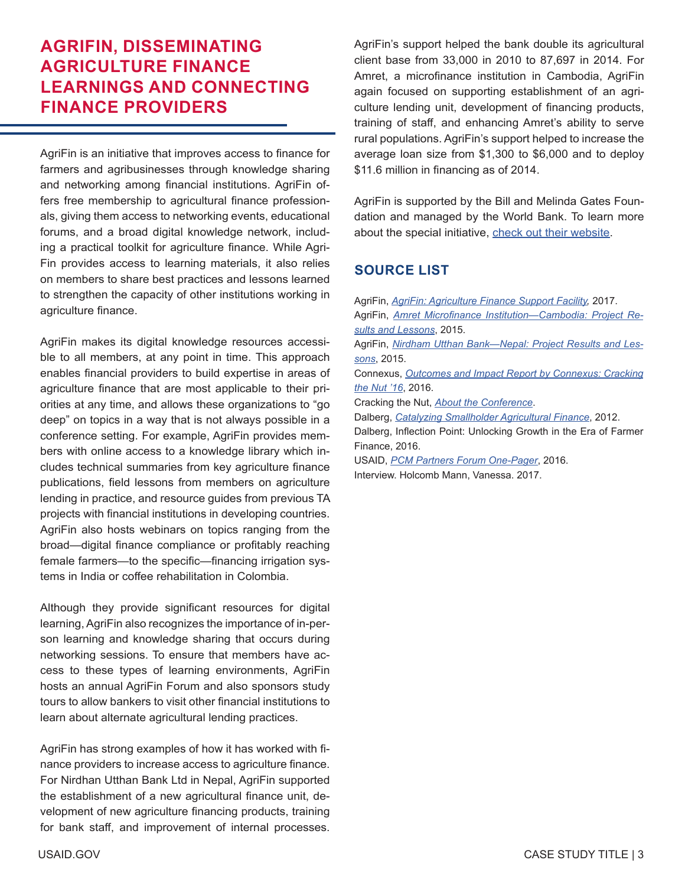## AGRIFIN, DISSEMINATING AGRICULTURE FINANCE LEARNINGS AND CONNECTING FINANCE PROVIDERS

AgriFin is an initiative that improves access to finance for farmers and agribusinesses through knowledge sharing and networking among financial institutions. AgriFin offers free membership to agricultural finance professionals, giving them access to networking events, educational forums, and a broad digital knowledge network, including a practical toolkit for agriculture finance. While AgriFin provides access to learning materials, it also relies on members to share best practices and lessons learned to strengthen the capacity of other institutions working in agriculture finance.

AgriFin makes its digital knowledge resources accessible to all members, at any point in time. This approach enables financial providers to build expertise in areas of agriculture finance that are most applicable to their priorities at any time, and allows these organizations to "go deep" on topics in a way that is not always possible in a conference setting. For example, AgriFin provides members with online access to a knowledge library which includes technical summaries from key agriculture finance publications, field lessons from members on agriculture lending in practice, and resource guides from previous TA projects with financial institutions in developing countries. AgriFin also hosts webinars on topics ranging from the broad—digital finance compliance or profitably reaching female farmers—to the specific—financing irrigation systems in India or coffee rehabilitation in Colombia.

Although they provide significant resources for digital learning, AgriFin also recognizes the importance of in-person learning and knowledge sharing that occurs during networking sessions. To ensure that members have access to these types of learning environments, AgriFin hosts an annual AgriFin Forum and also sponsors study tours to allow bankers to visit other financial institutions to learn about alternate agricultural lending practices.

AgriFin has strong examples of how it has worked with finance providers to increase access to agriculture finance. For Nirdhan Utthan Bank Ltd in Nepal, AgriFin supported the establishment of a new agricultural finance unit, development of new agriculture financing products, training for bank staff, and improvement of internal processes. AgriFin's support helped the bank double its agricultural client base from 33,000 in 2010 to 87,697 in 2014. For Amret, a microfinance institution in Cambodia, AgriFin again focused on supporting establishment of an agriculture lending unit, development of financing products, training of staff, and enhancing Amret's ability to serve rural populations. AgriFin's support helped to increase the average loan size from $1,300 to $6,000 and to deploy $11.6 million in financing as of 2014.

AgriFin is supported by the Bill and Melinda Gates Foundation and managed by the World Bank. To learn more about the special initiative, check out their website.

## SOURCE LIST

AgriFin, *AgriFin: Agriculture Finance Support Facility,* 2017.
AgriFin, *Amret Microfinance Institution—Cambodia: Project Results and Lessons*, 2015.
AgriFin, *Nirdham Utthan Bank—Nepal: Project Results and Lessons*, 2015.
Connexus, *Outcomes and Impact Report by Connexus: Cracking the Nut '16*, 2016.
Cracking the Nut, *About the Conference*.
Dalberg, *Catalyzing Smallholder Agricultural Finance*, 2012.
Dalberg, Inflection Point: Unlocking Growth in the Era of Farmer Finance, 2016.
USAID, *PCM Partners Forum One-Pager*, 2016.
Interview. Holcomb Mann, Vanessa. 2017.